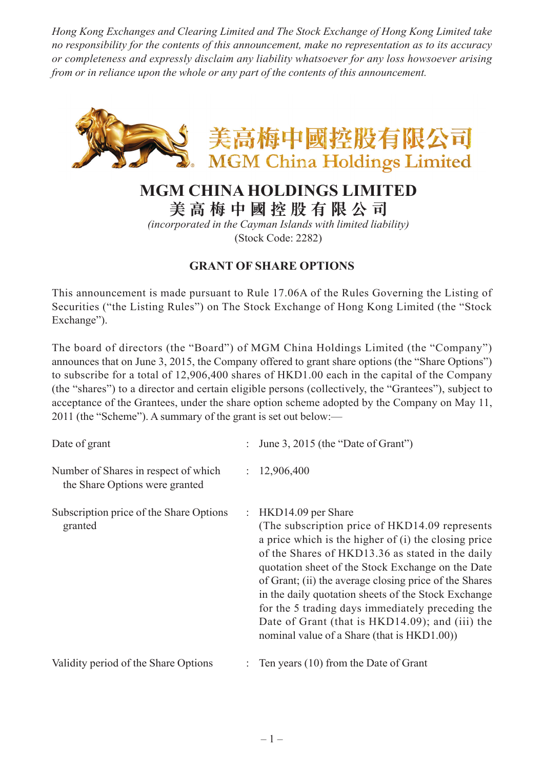*Hong Kong Exchanges and Clearing Limited and The Stock Exchange of Hong Kong Limited take no responsibility for the contents of this announcement, make no representation as to its accuracy or completeness and expressly disclaim any liability whatsoever for any loss howsoever arising from or in reliance upon the whole or any part of the contents of this announcement.*

美高梅中國控股有限公司
MGM China Holdings Limited

# MGM CHINA HOLDINGS LIMITED
# 美 高 梅 中 國 控 股 有 限 公 司

*(incorporated in the Cayman Islands with limited liability)*
(Stock Code: 2282)

## GRANT OF SHARE OPTIONS

This announcement is made pursuant to Rule 17.06A of the Rules Governing the Listing of Securities ("the Listing Rules") on The Stock Exchange of Hong Kong Limited (the "Stock Exchange").

The board of directors (the "Board") of MGM China Holdings Limited (the "Company") announces that on June 3, 2015, the Company offered to grant share options (the "Share Options") to subscribe for a total of 12,906,400 shares of HKD1.00 each in the capital of the Company (the "shares") to a director and certain eligible persons (collectively, the "Grantees"), subject to acceptance of the Grantees, under the share option scheme adopted by the Company on May 11, 2011 (the "Scheme"). A summary of the grant is set out below:—

| | | |
|---|---|---|
| Date of grant | : | June 3, 2015 (the "Date of Grant") |
| Number of Shares in respect of which the Share Options were granted | : | 12,906,400 |
| Subscription price of the Share Options granted | : | HKD14.09 per Share (The subscription price of HKD14.09 represents a price which is the higher of (i) the closing price of the Shares of HKD13.36 as stated in the daily quotation sheet of the Stock Exchange on the Date of Grant; (ii) the average closing price of the Shares in the daily quotation sheets of the Stock Exchange for the 5 trading days immediately preceding the Date of Grant (that is HKD14.09); and (iii) the nominal value of a Share (that is HKD1.00)) |
| Validity period of the Share Options | : | Ten years (10) from the Date of Grant |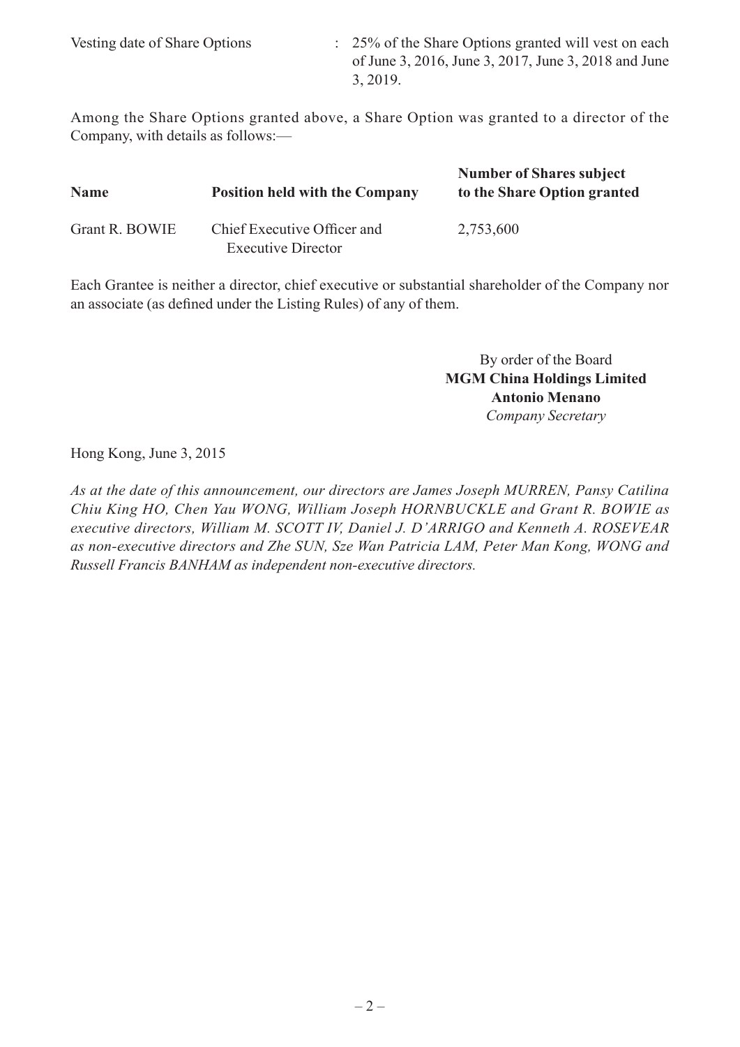| | | |
|---|---|---|
| Vesting date of Share Options | : | 25% of the Share Options granted will vest on each of June 3, 2016, June 3, 2017, June 3, 2018 and June 3, 2019. |

Among the Share Options granted above, a Share Option was granted to a director of the Company, with details as follows:—

| Name | Position held with the Company | Number of Shares subject to the Share Option granted |
|---|---|---|
| Grant R. BOWIE | Chief Executive Officer and Executive Director | 2,753,600 |

Each Grantee is neither a director, chief executive or substantial shareholder of the Company nor an associate (as defined under the Listing Rules) of any of them.

By order of the Board
**MGM China Holdings Limited**
**Antonio Menano**
*Company Secretary*

Hong Kong, June 3, 2015

*As at the date of this announcement, our directors are James Joseph MURREN, Pansy Catilina Chiu King HO, Chen Yau WONG, William Joseph HORNBUCKLE and Grant R. BOWIE as executive directors, William M. SCOTT IV, Daniel J. D'ARRIGO and Kenneth A. ROSEVEAR as non-executive directors and Zhe SUN, Sze Wan Patricia LAM, Peter Man Kong, WONG and Russell Francis BANHAM as independent non-executive directors.*